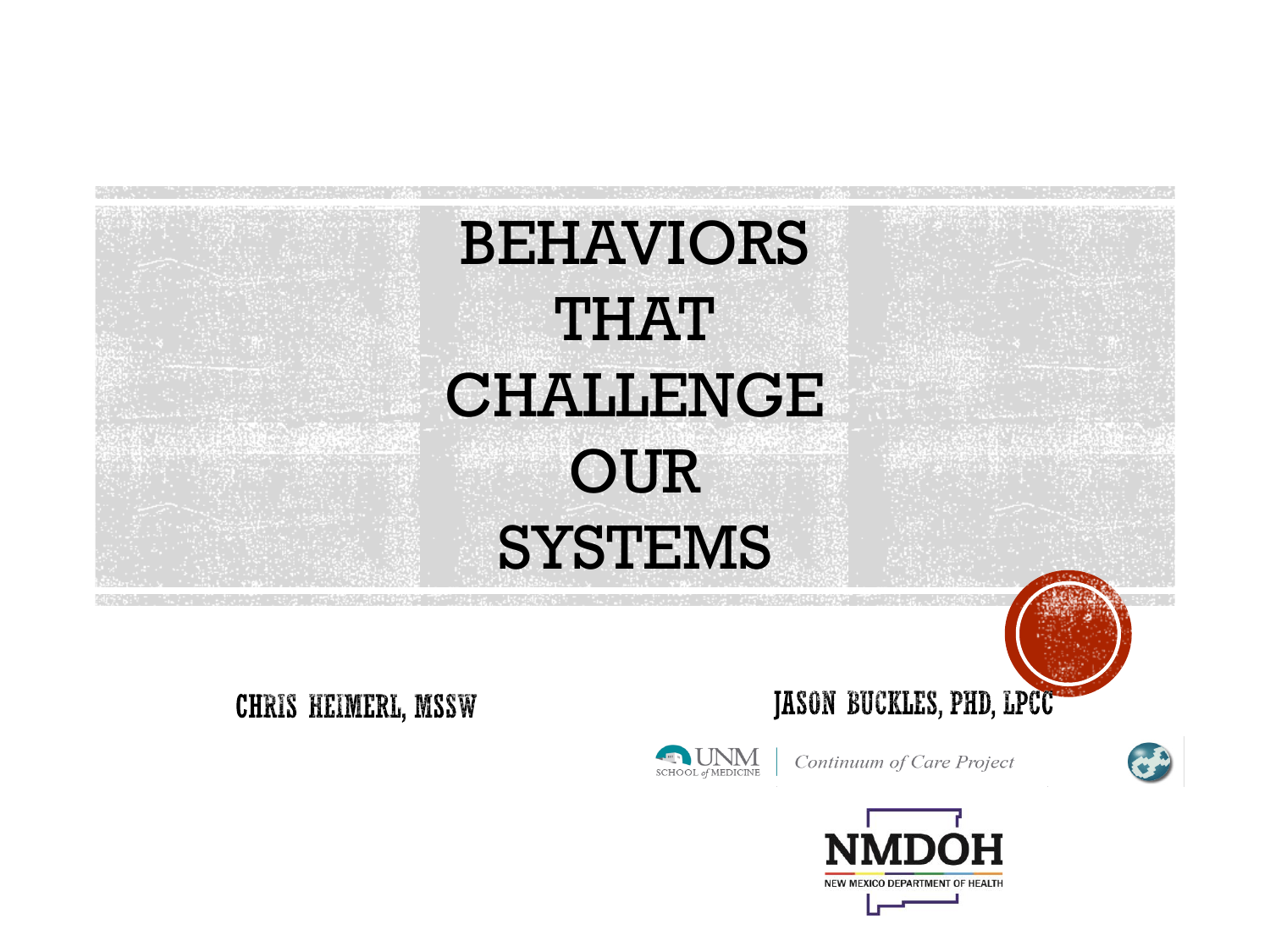# BEHAVIORS THAT CHALLENGE OUR SYSTEMS

CHRIS HEIMERL, MSSW

JASON BUCKLES, PHD, LPCC

UNM SCHOOL of MEDICINE | *Continuum of Care Project*

NMDOH

NEW MEXICO DEPARTMENT OF HEALTH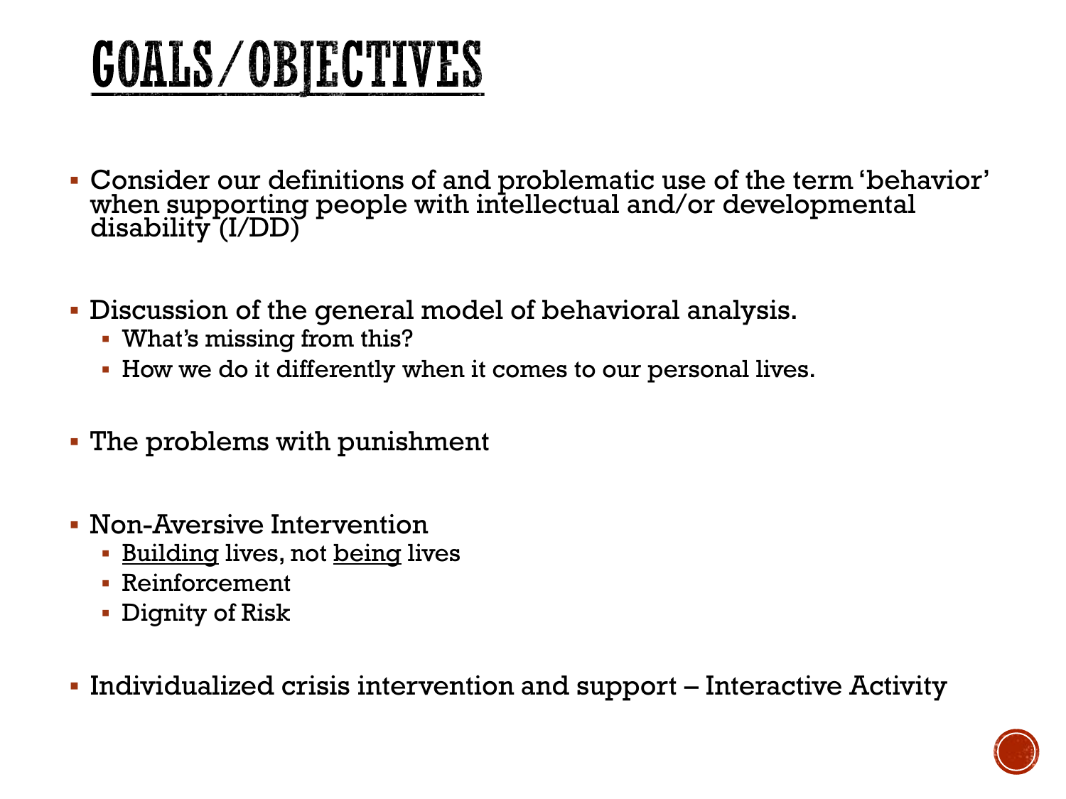# GOALS/OBJECTIVES

- Consider our definitions of and problematic use of the term 'behavior' when supporting people with intellectual and/or developmental disability (I/DD)
- Discussion of the general model of behavioral analysis.
  - What's missing from this?
  - How we do it differently when it comes to our personal lives.
- The problems with punishment
- Non-Aversive Intervention
  - <u>Building</u> lives, not <u>being</u> lives
  - Reinforcement
  - Dignity of Risk
- Individualized crisis intervention and support – Interactive Activity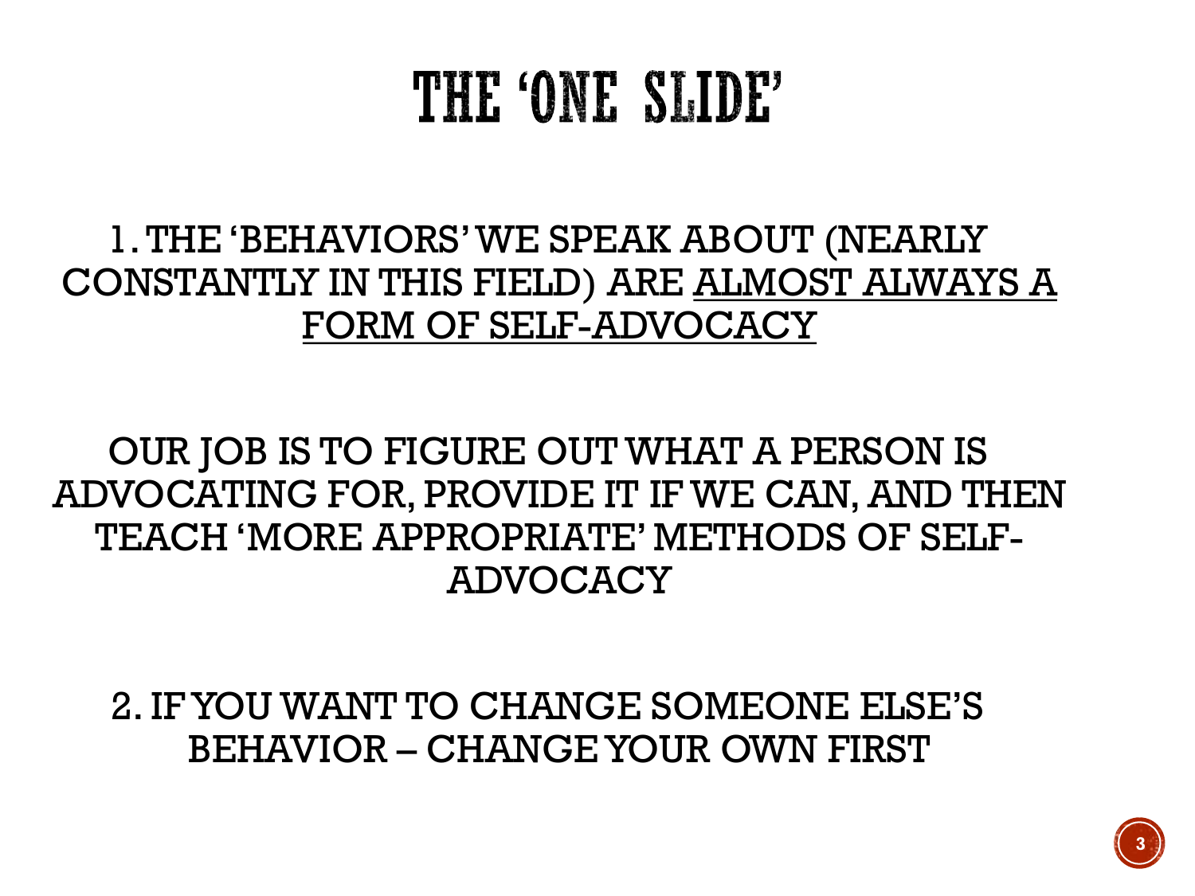# THE 'ONE SLIDE'

1. THE 'BEHAVIORS' WE SPEAK ABOUT (NEARLY CONSTANTLY IN THIS FIELD) ARE <u>ALMOST ALWAYS A FORM OF SELF-ADVOCACY</u>

OUR JOB IS TO FIGURE OUT WHAT A PERSON IS ADVOCATING FOR, PROVIDE IT IF WE CAN, AND THEN TEACH 'MORE APPROPRIATE' METHODS OF SELF-ADVOCACY

2. IF YOU WANT TO CHANGE SOMEONE ELSE'S BEHAVIOR – CHANGE YOUR OWN FIRST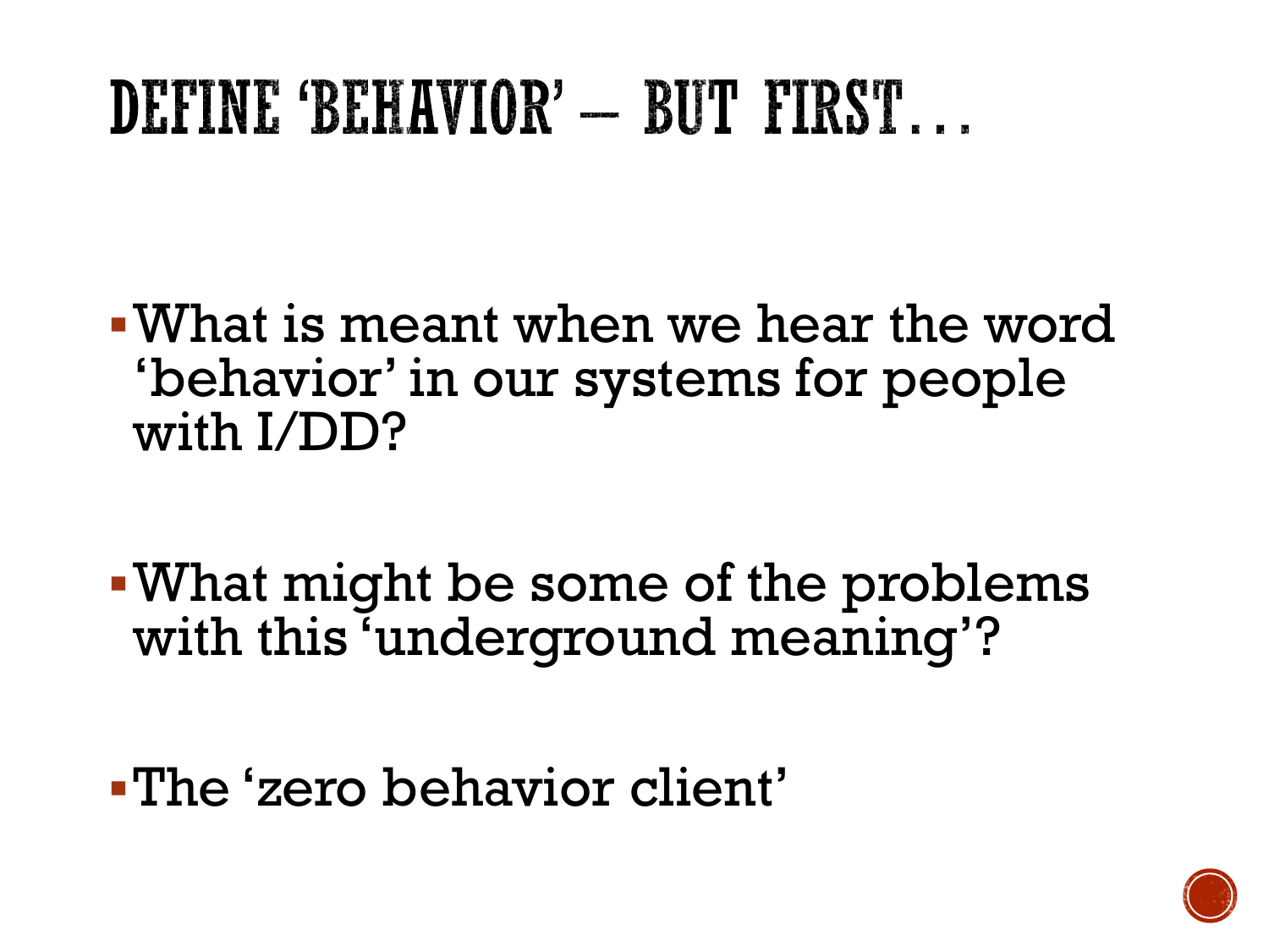# DEFINE 'BEHAVIOR' – BUT FIRST…

- What is meant when we hear the word 'behavior' in our systems for people with I/DD?
- What might be some of the problems with this 'underground meaning'?
- The 'zero behavior client'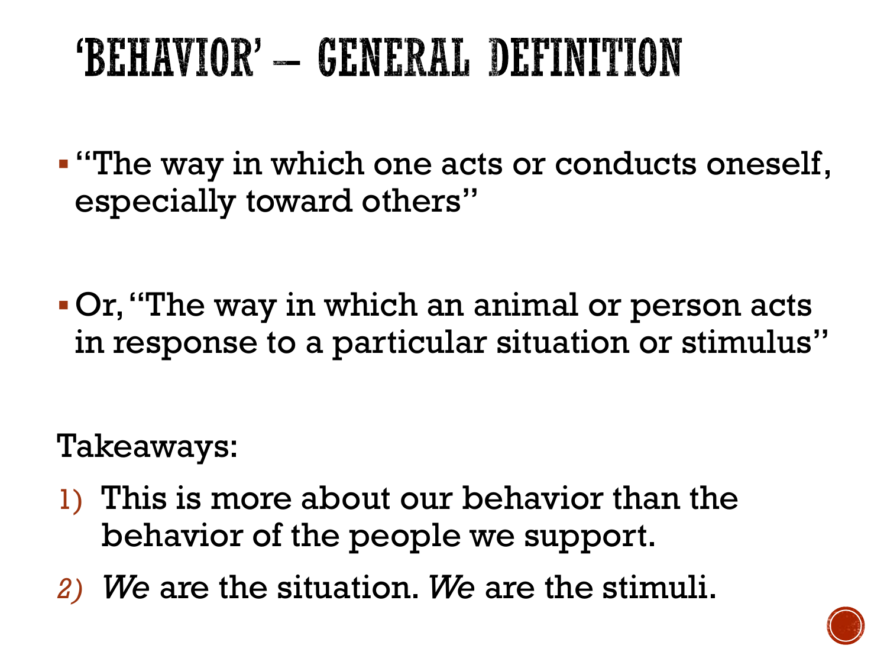# 'BEHAVIOR' – GENERAL DEFINITION

- "The way in which one acts or conducts oneself, especially toward others"

- Or, "The way in which an animal or person acts in response to a particular situation or stimulus"

Takeaways:

1) This is more about our behavior than the behavior of the people we support.
2) *We* are the situation. *We* are the stimuli.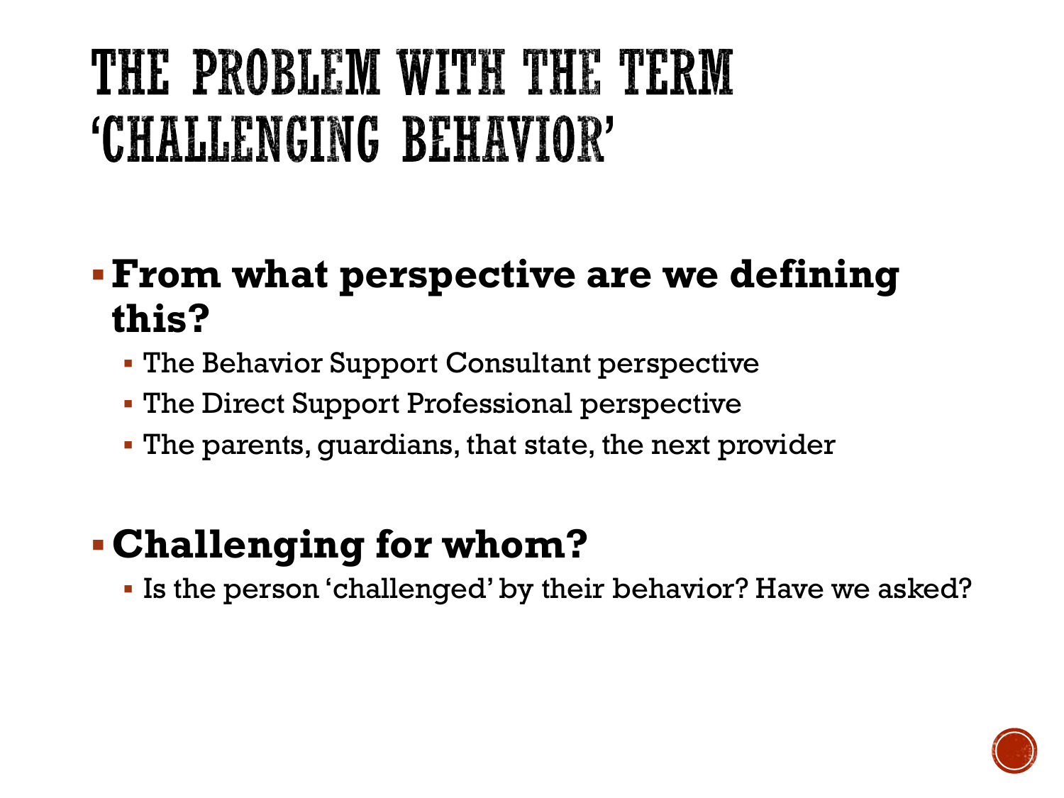# THE PROBLEM WITH THE TERM 'CHALLENGING BEHAVIOR'

- **From what perspective are we defining this?**
  - The Behavior Support Consultant perspective
  - The Direct Support Professional perspective
  - The parents, guardians, that state, the next provider

- **Challenging for whom?**
  - Is the person 'challenged' by their behavior? Have we asked?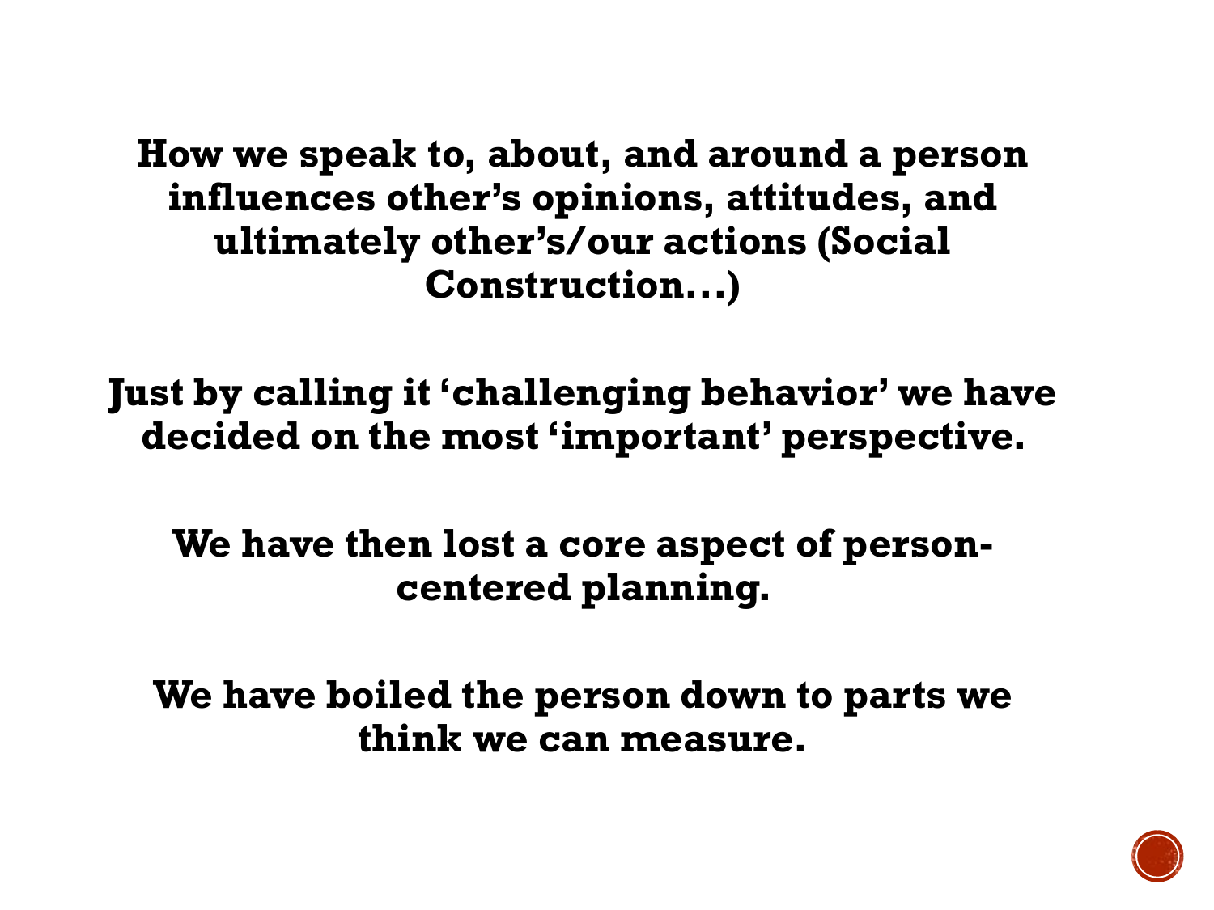**How we speak to, about, and around a person influences other's opinions, attitudes, and ultimately other's/our actions (Social Construction...)**

**Just by calling it 'challenging behavior' we have decided on the most 'important' perspective.**

**We have then lost a core aspect of person-centered planning.**

**We have boiled the person down to parts we think we can measure.**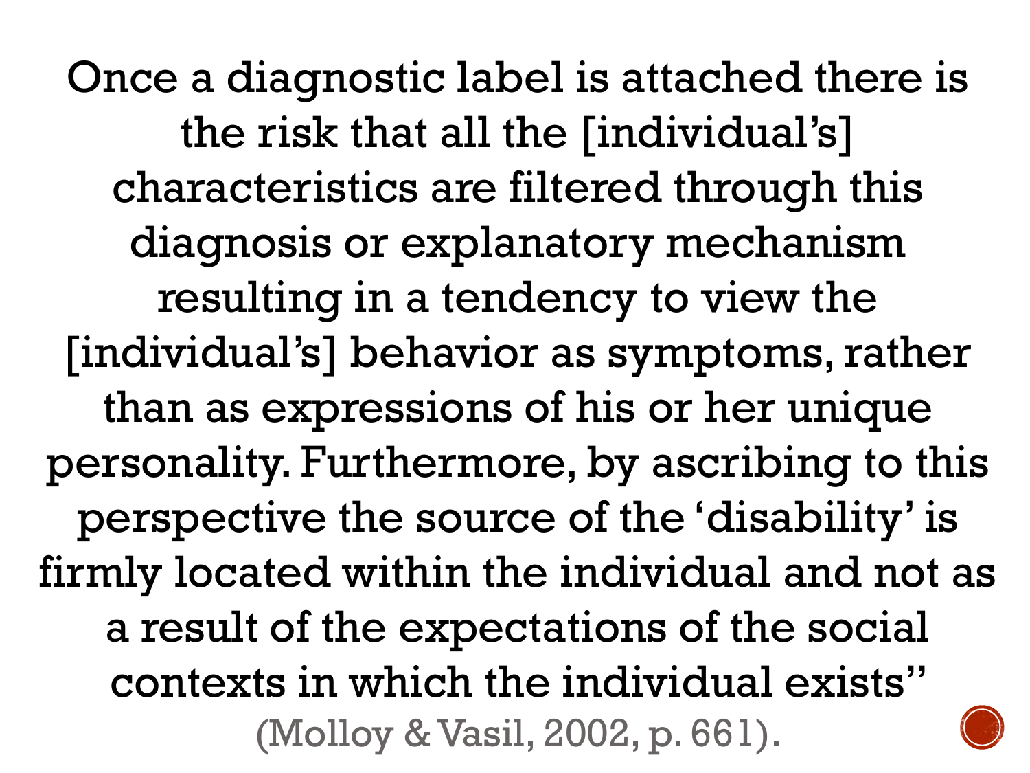Once a diagnostic label is attached there is the risk that all the [individual's] characteristics are filtered through this diagnosis or explanatory mechanism resulting in a tendency to view the [individual's] behavior as symptoms, rather than as expressions of his or her unique personality. Furthermore, by ascribing to this perspective the source of the 'disability' is firmly located within the individual and not as a result of the expectations of the social contexts in which the individual exists"

(Molloy & Vasil, 2002, p. 661).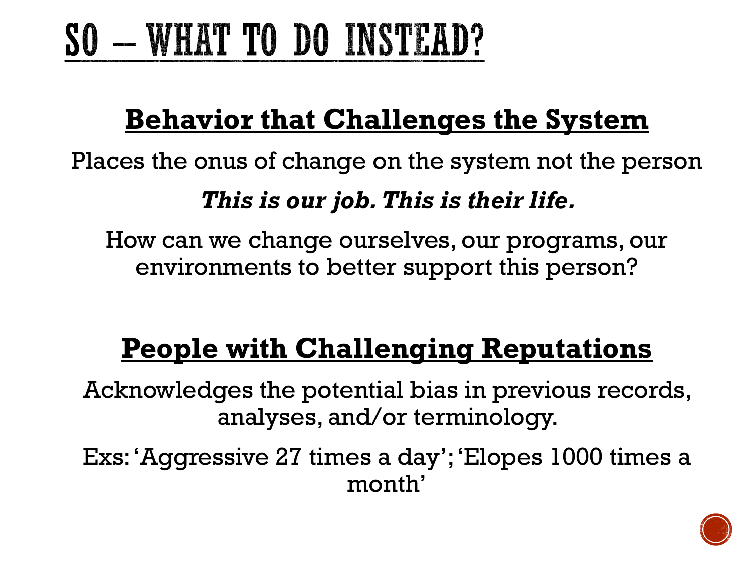# SO – WHAT TO DO INSTEAD?

## Behavior that Challenges the System

Places the onus of change on the system not the person

***This is our job. This is their life.***

How can we change ourselves, our programs, our environments to better support this person?

## People with Challenging Reputations

Acknowledges the potential bias in previous records, analyses, and/or terminology.

Exs: 'Aggressive 27 times a day'; 'Elopes 1000 times a month'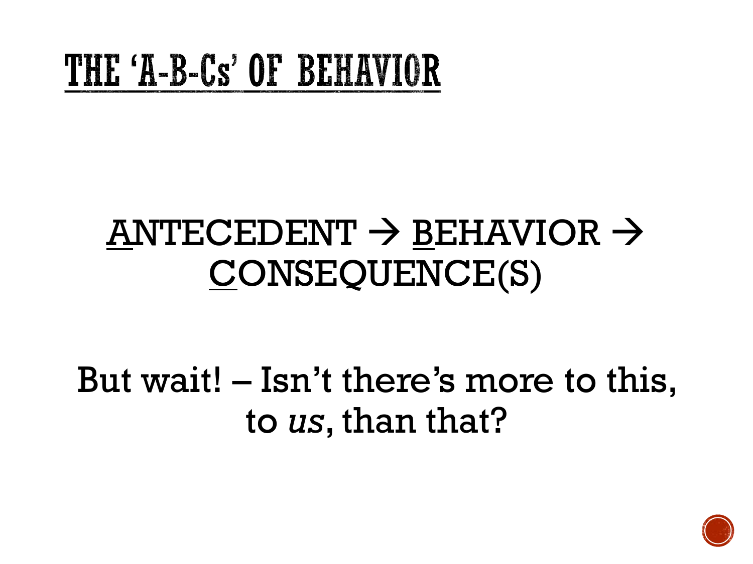# THE 'A-B-Cs' OF BEHAVIOR

ANTECEDENT → BEHAVIOR → CONSEQUENCE(S)

But wait! – Isn't there's more to this, to *us*, than that?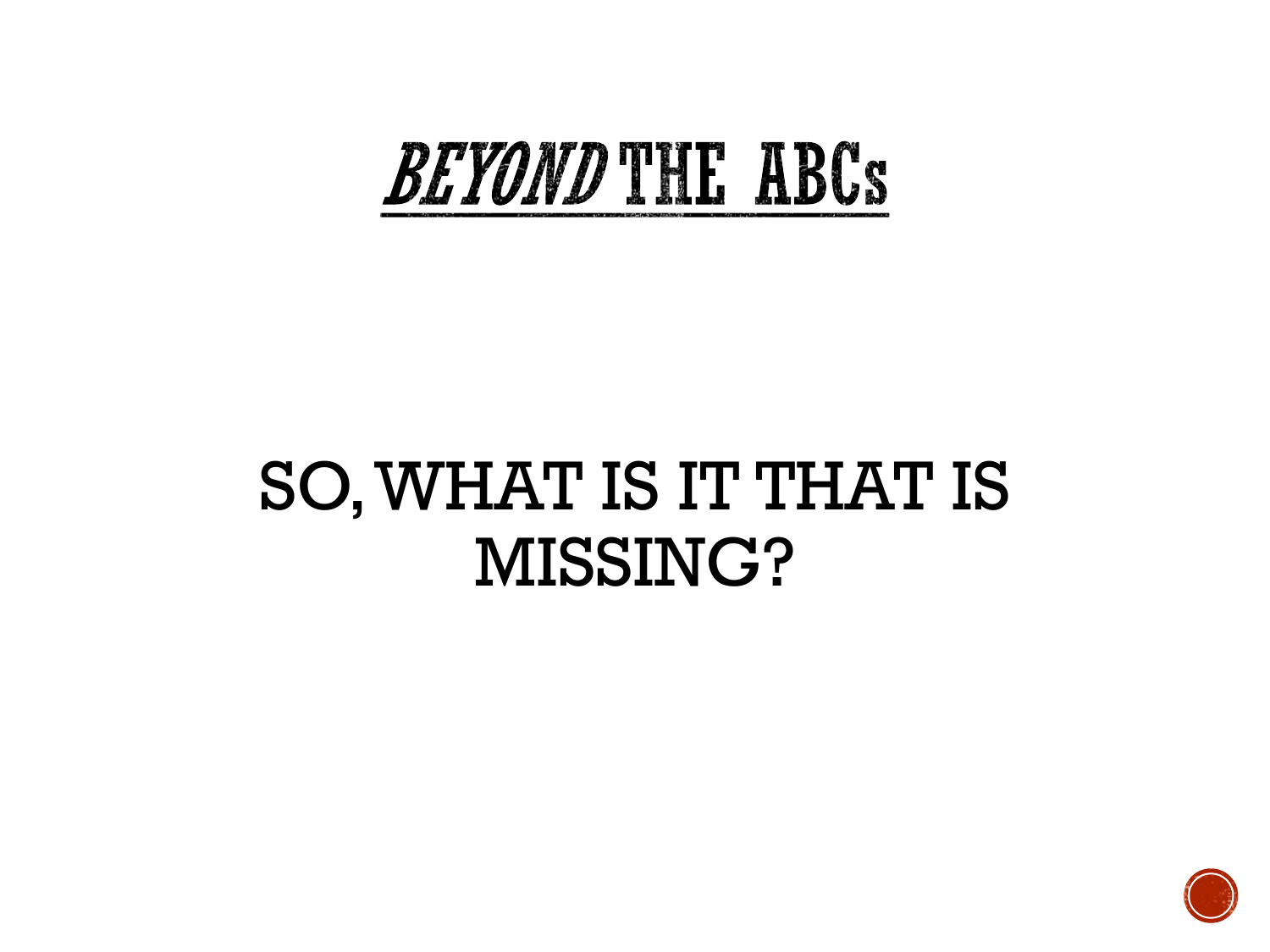# *BEYOND* THE ABCs

SO, WHAT IS IT THAT IS MISSING?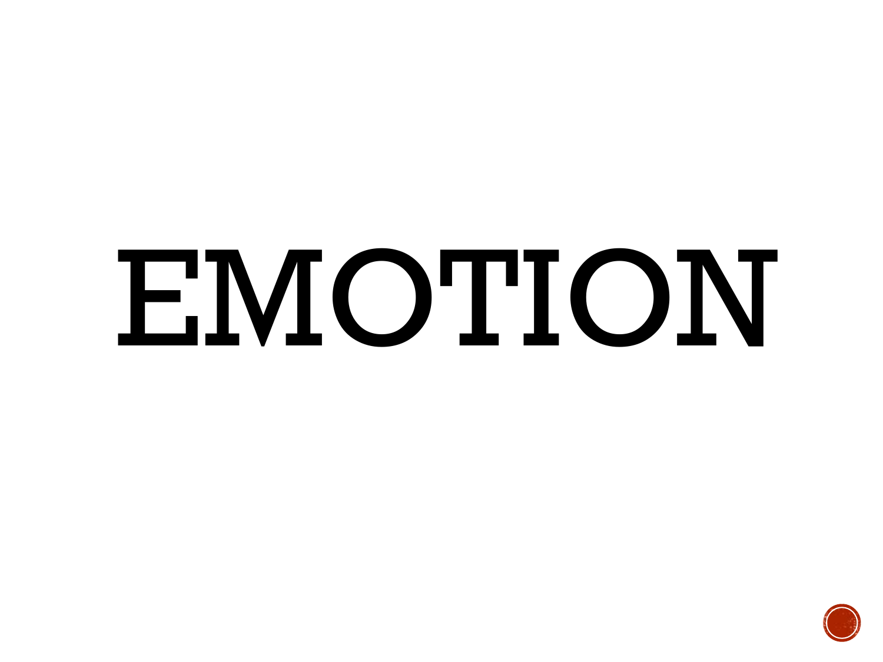# EMOTION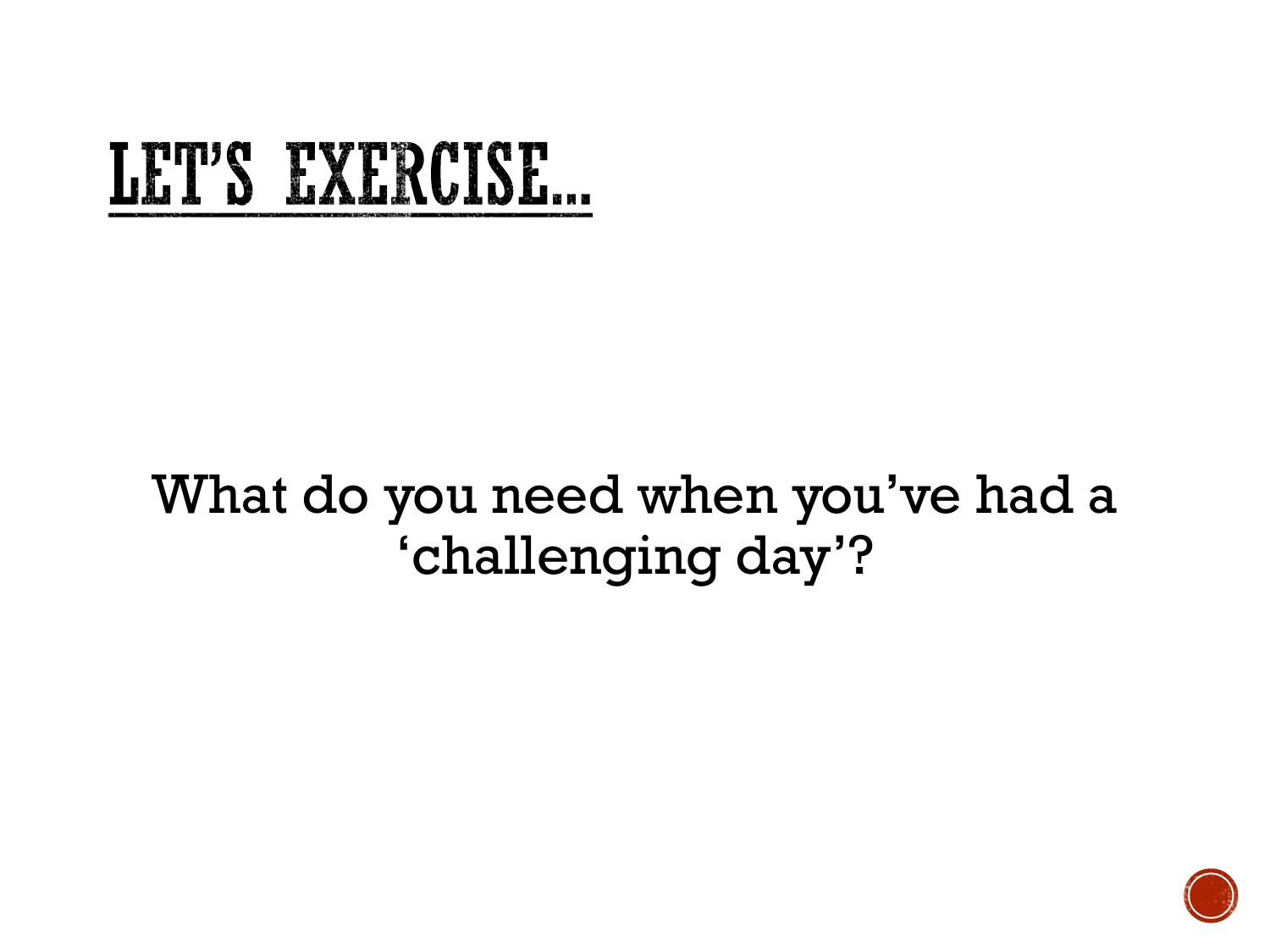# LET'S EXERCISE...

What do you need when you've had a 'challenging day'?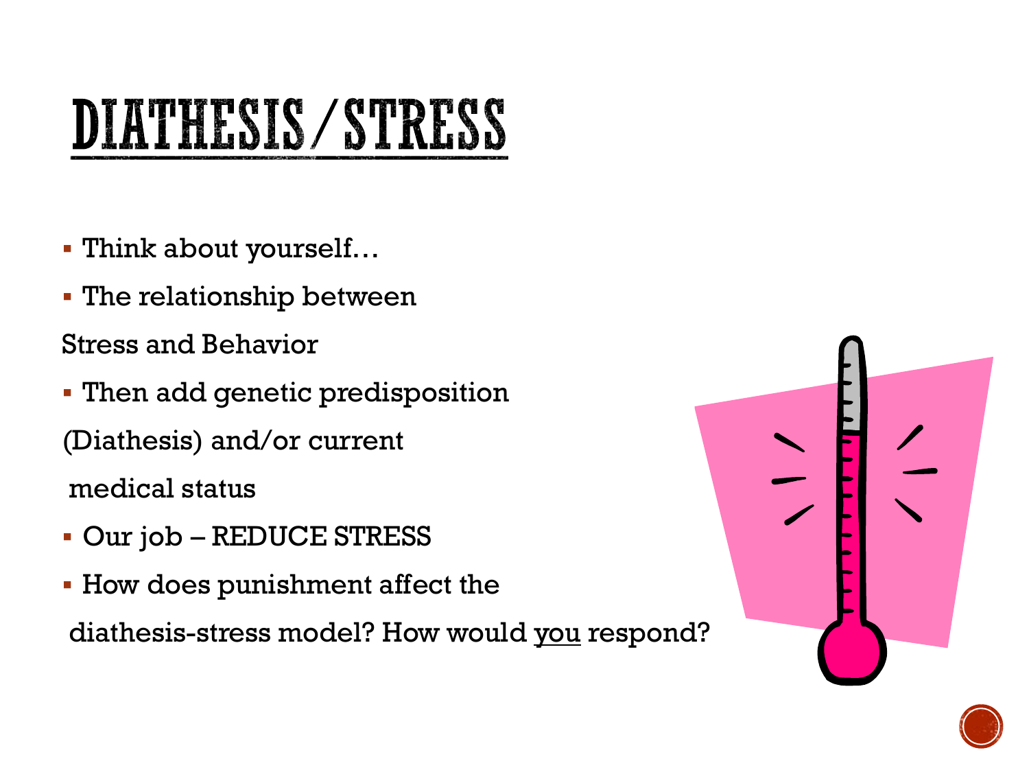# DIATHESIS/STRESS

- Think about yourself…
- The relationship between Stress and Behavior
- Then add genetic predisposition (Diathesis) and/or current medical status
- Our job – REDUCE STRESS
- How does punishment affect the diathesis-stress model? How would <u>you</u> respond?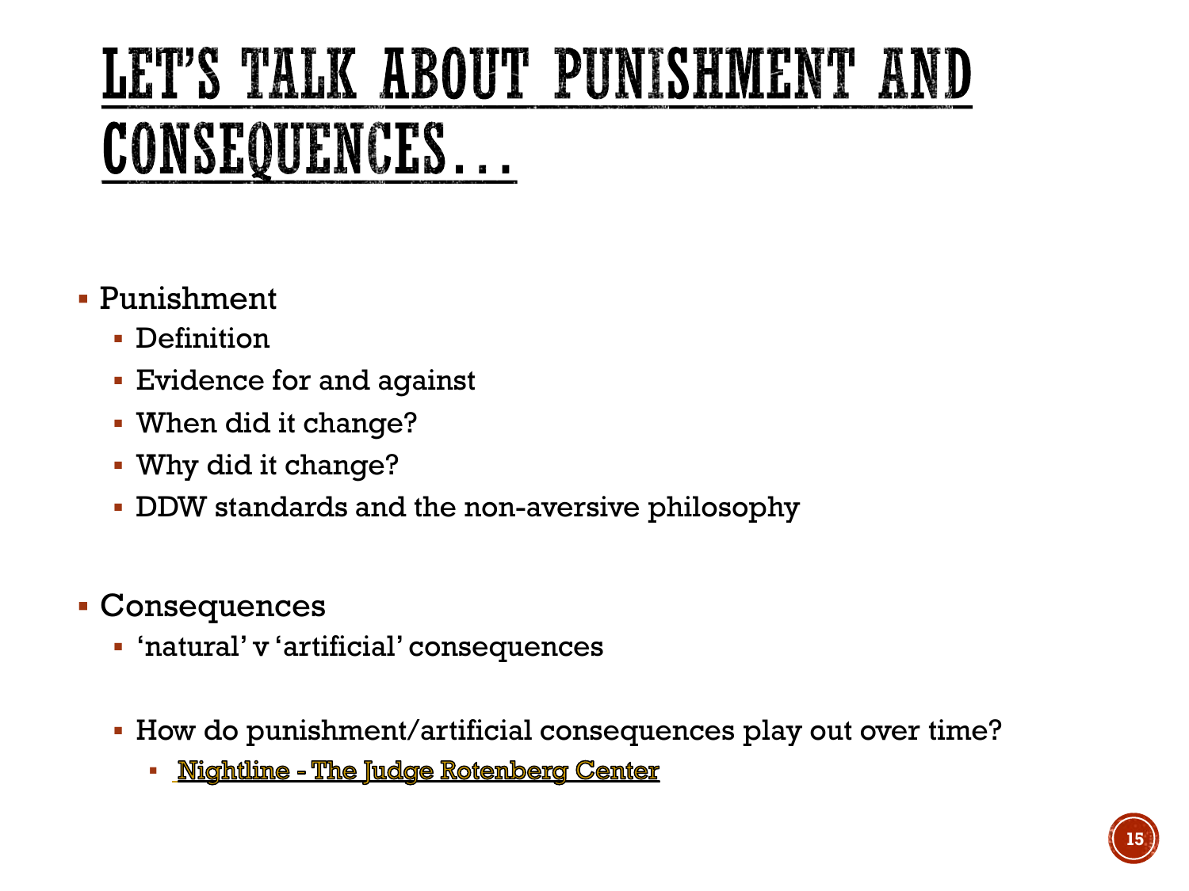# LET'S TALK ABOUT PUNISHMENT AND CONSEQUENCES…

- Punishment
  - Definition
  - Evidence for and against
  - When did it change?
  - Why did it change?
  - DDW standards and the non-aversive philosophy

- Consequences
  - 'natural' v 'artificial' consequences

  - How do punishment/artificial consequences play out over time?
    - Nightline - The Judge Rotenberg Center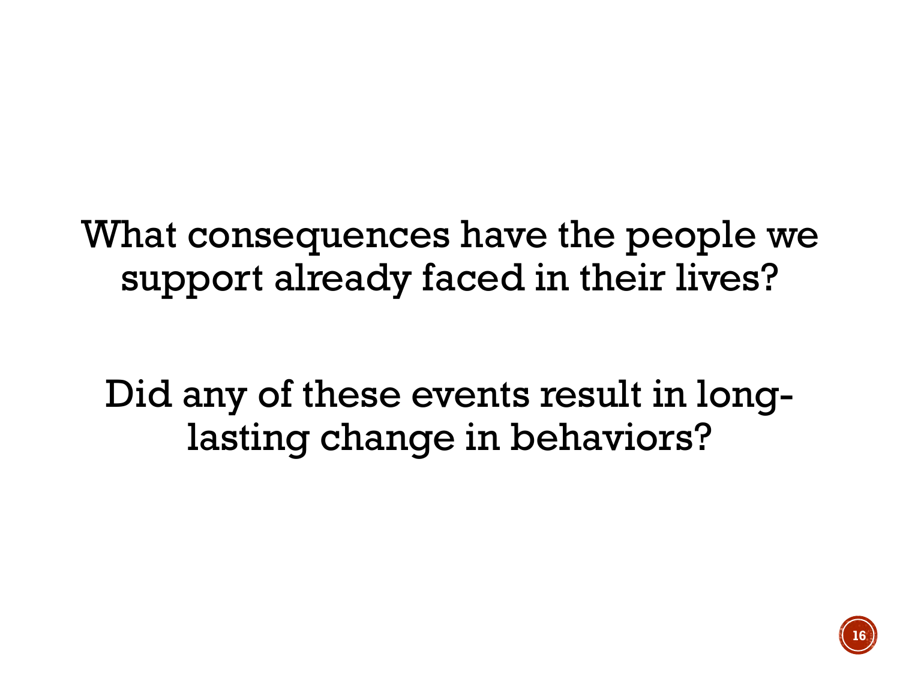What consequences have the people we support already faced in their lives?

Did any of these events result in long-lasting change in behaviors?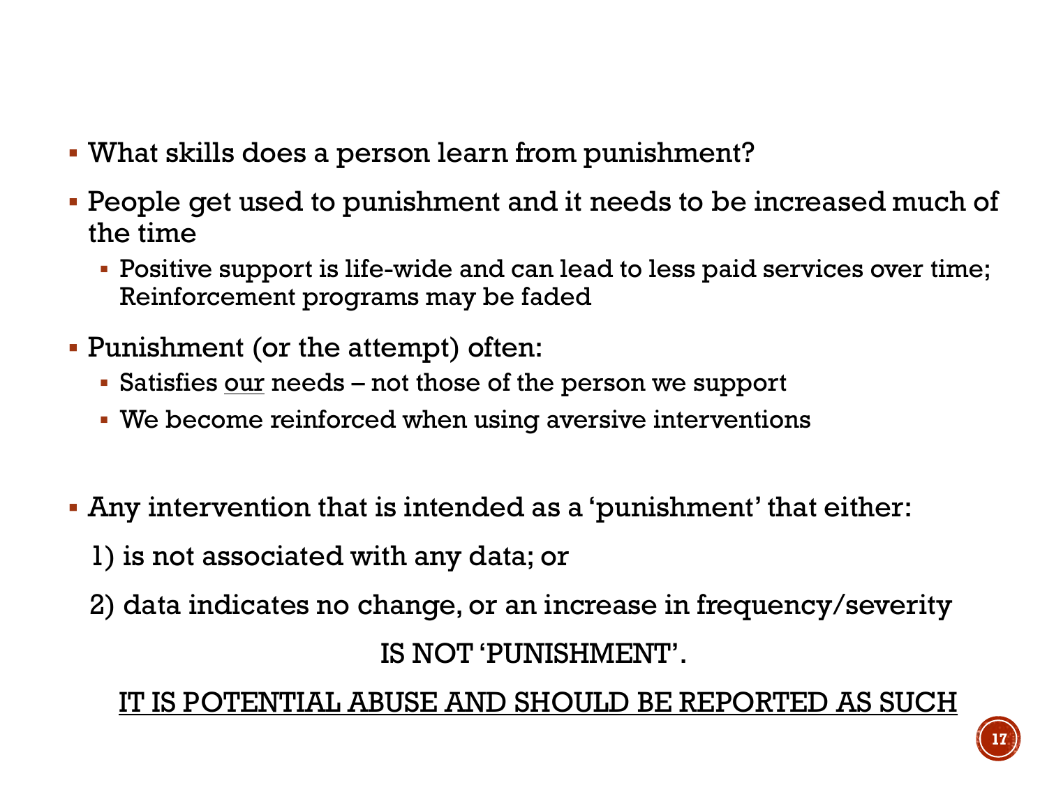- What skills does a person learn from punishment?
- People get used to punishment and it needs to be increased much of the time
  - Positive support is life-wide and can lead to less paid services over time; Reinforcement programs may be faded
- Punishment (or the attempt) often:
  - Satisfies <u>our</u> needs – not those of the person we support
  - We become reinforced when using aversive interventions

- Any intervention that is intended as a 'punishment' that either:

  1) is not associated with any data; or

  2) data indicates no change, or an increase in frequency/severity

IS NOT 'PUNISHMENT'.

<u>IT IS POTENTIAL ABUSE AND SHOULD BE REPORTED AS SUCH</u>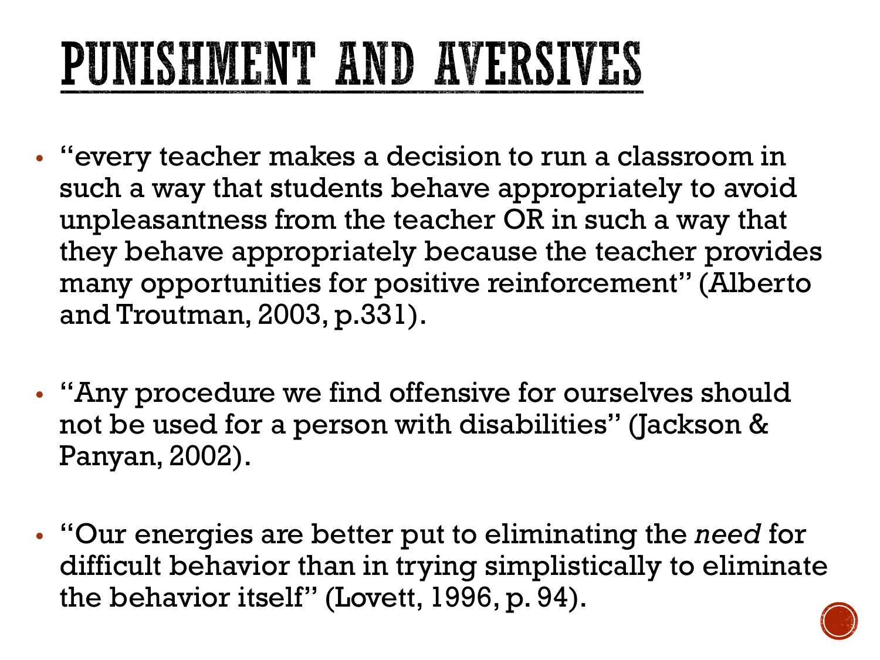# PUNISHMENT AND AVERSIVES

- "every teacher makes a decision to run a classroom in such a way that students behave appropriately to avoid unpleasantness from the teacher OR in such a way that they behave appropriately because the teacher provides many opportunities for positive reinforcement" (Alberto and Troutman, 2003, p.331).

- "Any procedure we find offensive for ourselves should not be used for a person with disabilities" (Jackson & Panyan, 2002).

- "Our energies are better put to eliminating the *need* for difficult behavior than in trying simplistically to eliminate the behavior itself" (Lovett, 1996, p. 94).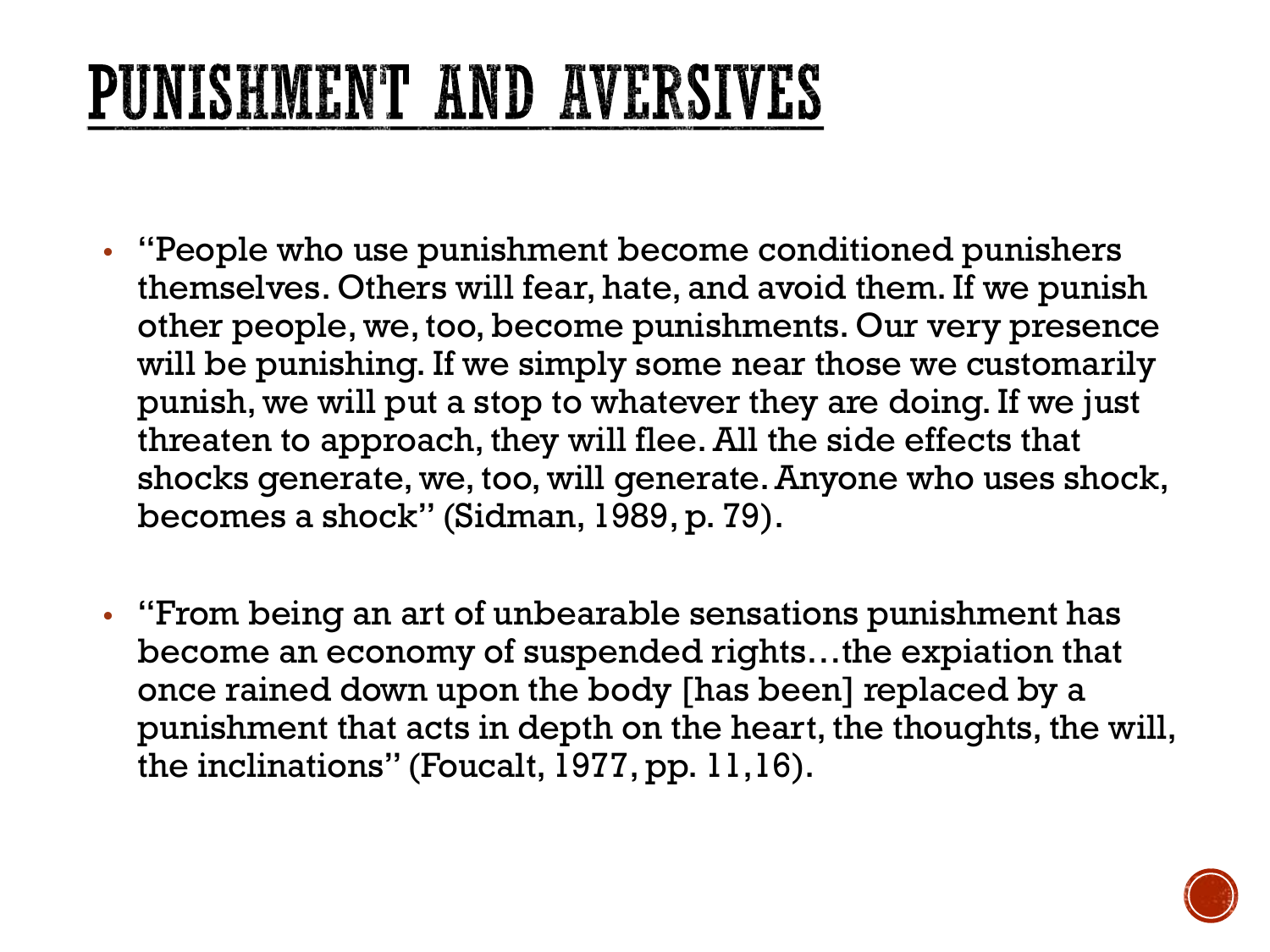# PUNISHMENT AND AVERSIVES

- "People who use punishment become conditioned punishers themselves. Others will fear, hate, and avoid them. If we punish other people, we, too, become punishments. Our very presence will be punishing. If we simply some near those we customarily punish, we will put a stop to whatever they are doing. If we just threaten to approach, they will flee. All the side effects that shocks generate, we, too, will generate. Anyone who uses shock, becomes a shock" (Sidman, 1989, p. 79).

- "From being an art of unbearable sensations punishment has become an economy of suspended rights…the expiation that once rained down upon the body [has been] replaced by a punishment that acts in depth on the heart, the thoughts, the will, the inclinations" (Foucalt, 1977, pp. 11,16).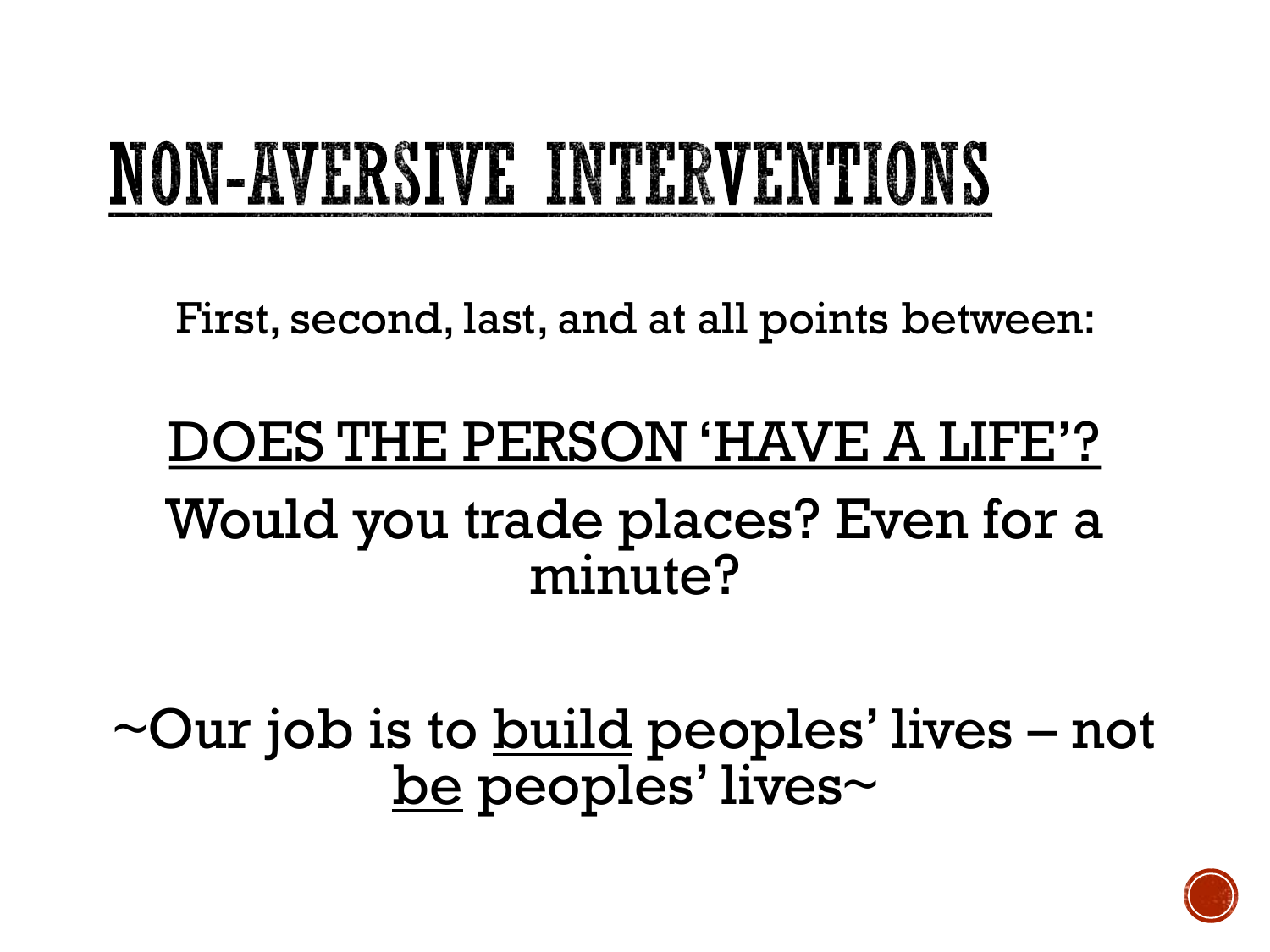# NON-AVERSIVE INTERVENTIONS

First, second, last, and at all points between:

<u>DOES THE PERSON 'HAVE A LIFE'?</u>

Would you trade places? Even for a minute?

~Our job is to <u>build</u> peoples' lives – not <u>be</u> peoples' lives~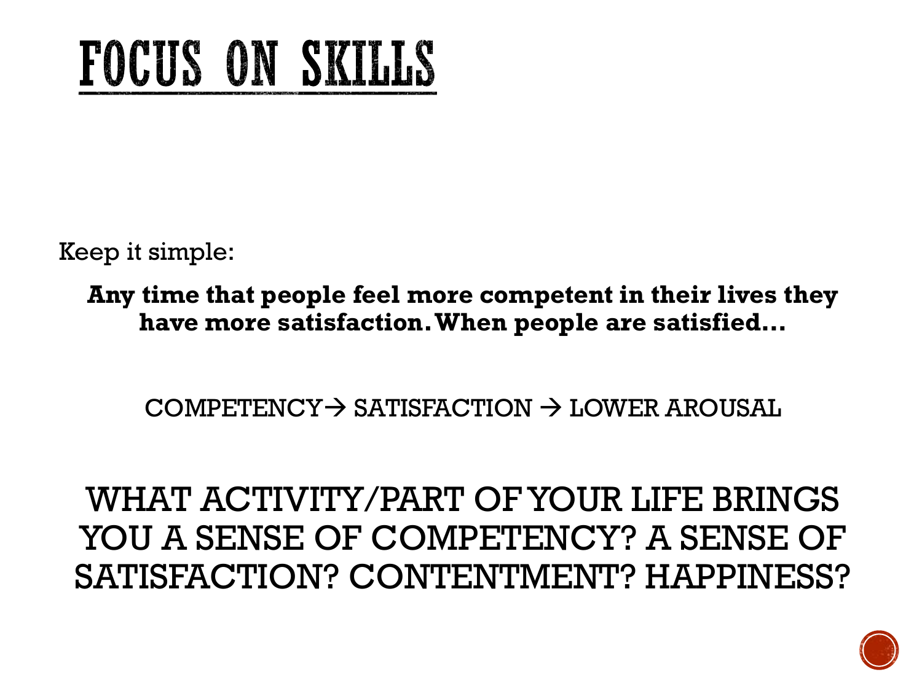# FOCUS ON SKILLS

Keep it simple:

**Any time that people feel more competent in their lives they have more satisfaction. When people are satisfied…**

COMPETENCY→ SATISFACTION → LOWER AROUSAL

WHAT ACTIVITY/PART OF YOUR LIFE BRINGS YOU A SENSE OF COMPETENCY? A SENSE OF SATISFACTION? CONTENTMENT? HAPPINESS?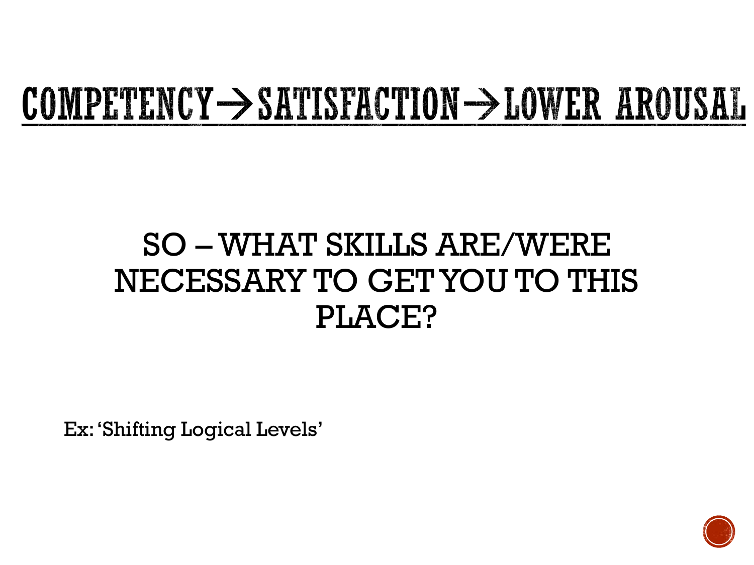# COMPETENCY→SATISFACTION→LOWER AROUSAL

SO – WHAT SKILLS ARE/WERE NECESSARY TO GET YOU TO THIS PLACE?

Ex: 'Shifting Logical Levels'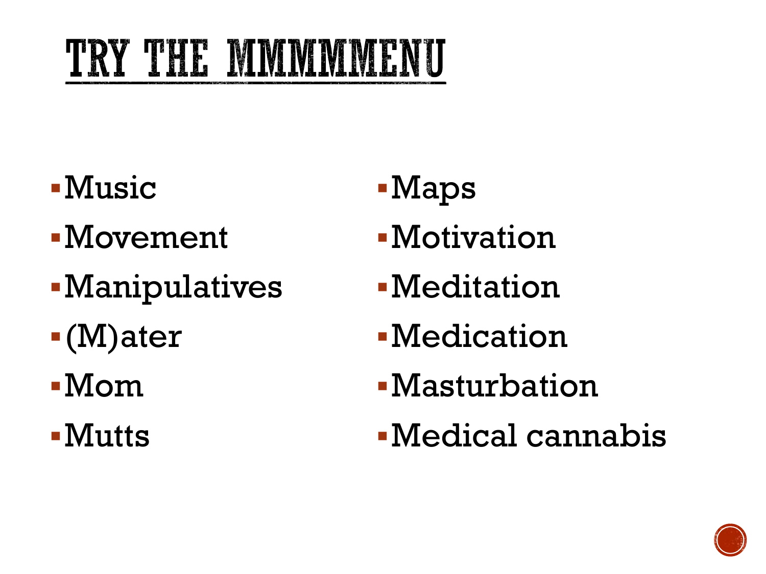# TRY THE MMMMMMENU

- Music
- Movement
- Manipulatives
- (M)ater
- Mom
- Mutts
- Maps
- Motivation
- Meditation
- Medication
- Masturbation
- Medical cannabis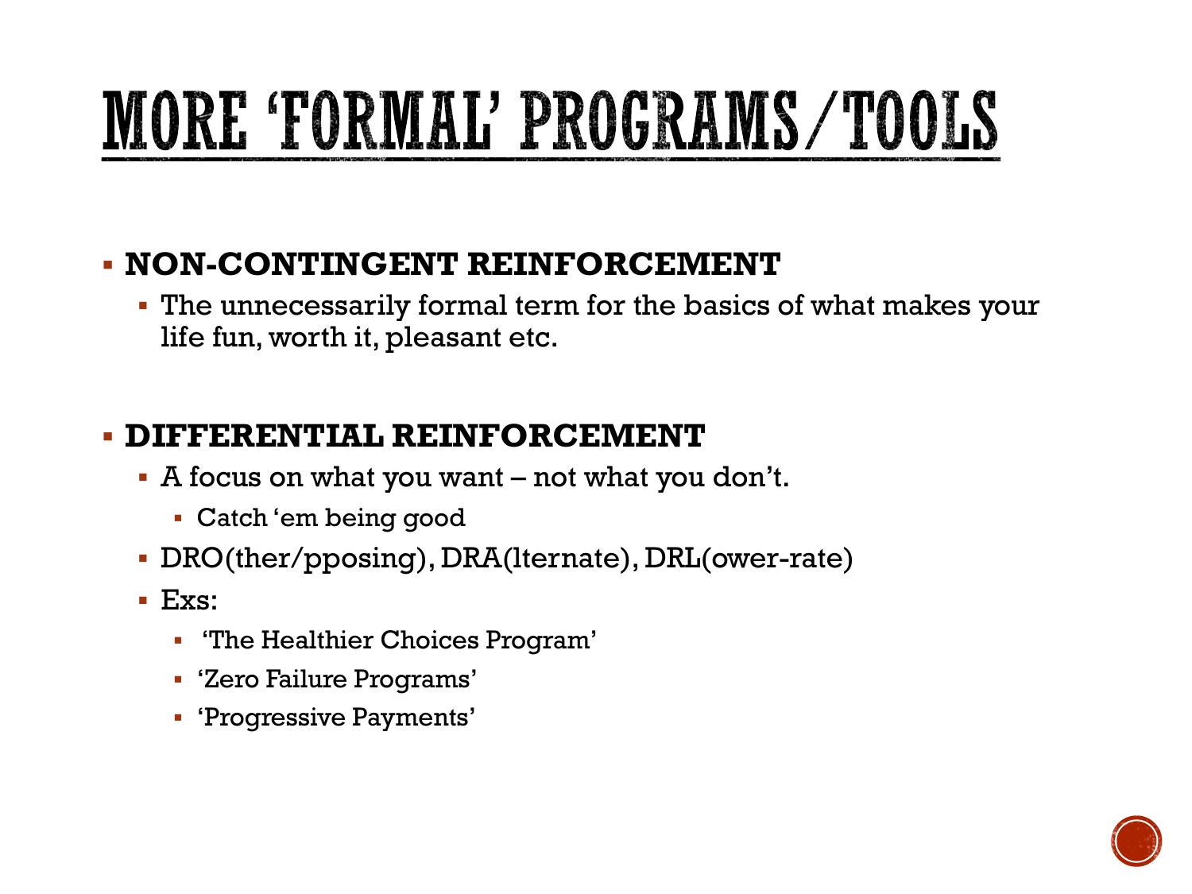# MORE 'FORMAL' PROGRAMS/TOOLS

- **NON-CONTINGENT REINFORCEMENT**
  - The unnecessarily formal term for the basics of what makes your life fun, worth it, pleasant etc.

- **DIFFERENTIAL REINFORCEMENT**
  - A focus on what you want – not what you don't.
    - Catch 'em being good
  - DRO(ther/pposing), DRA(lternate), DRL(ower-rate)
  - Exs:
    - 'The Healthier Choices Program'
    - 'Zero Failure Programs'
    - 'Progressive Payments'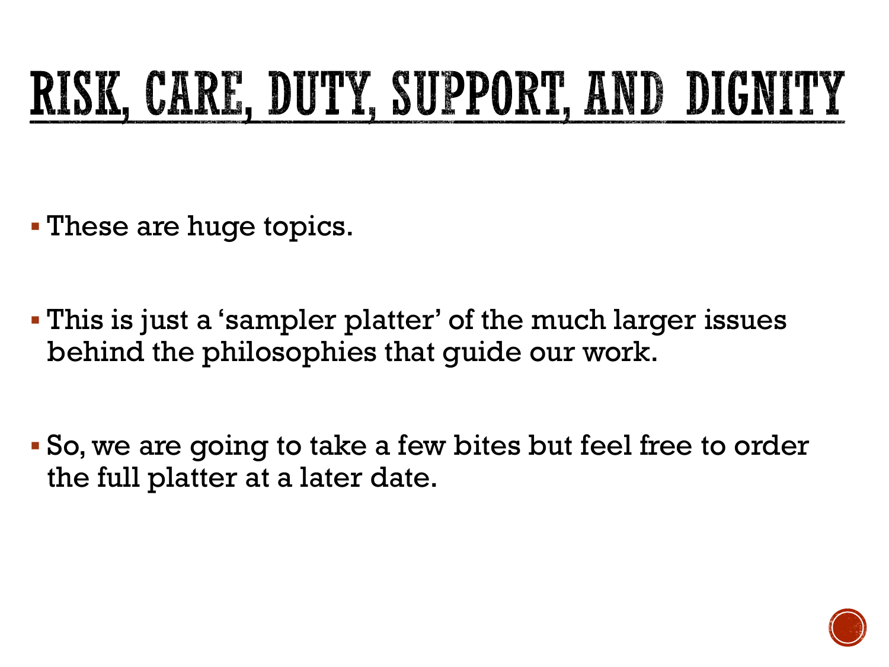# RISK, CARE, DUTY, SUPPORT, AND DIGNITY

- These are huge topics.
- This is just a 'sampler platter' of the much larger issues behind the philosophies that guide our work.
- So, we are going to take a few bites but feel free to order the full platter at a later date.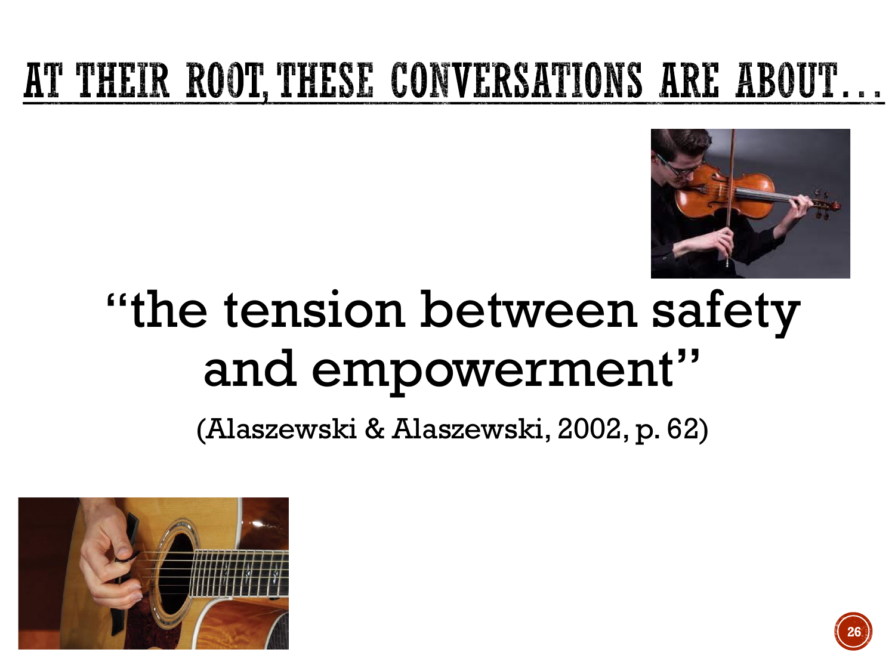# AT THEIR ROOT, THESE CONVERSATIONS ARE ABOUT…

“the tension between safety and empowerment”

(Alaszewski & Alaszewski, 2002, p. 62)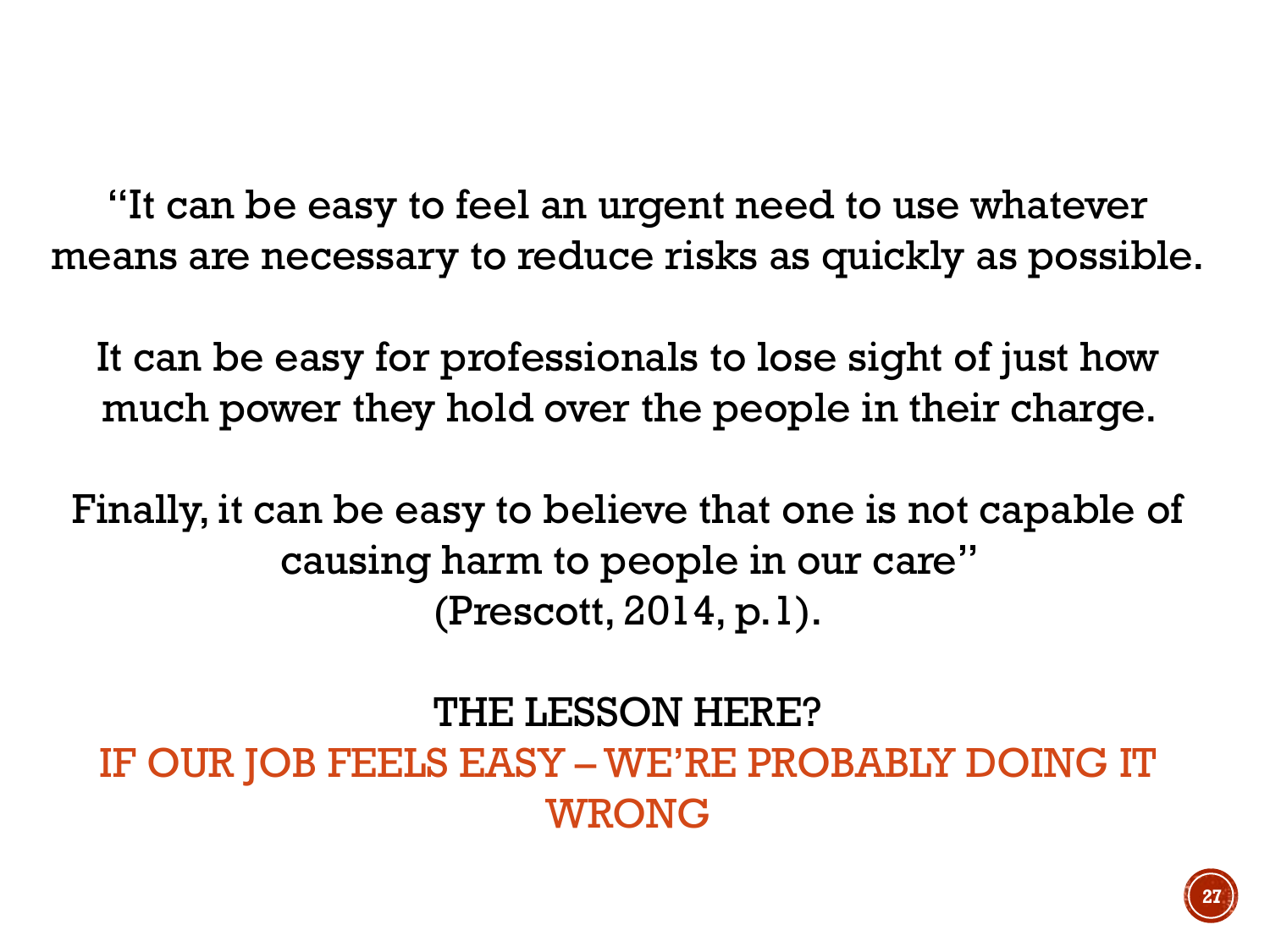"It can be easy to feel an urgent need to use whatever means are necessary to reduce risks as quickly as possible.

It can be easy for professionals to lose sight of just how much power they hold over the people in their charge.

Finally, it can be easy to believe that one is not capable of causing harm to people in our care" (Prescott, 2014, p.1).

THE LESSON HERE?

IF OUR JOB FEELS EASY – WE'RE PROBABLY DOING IT WRONG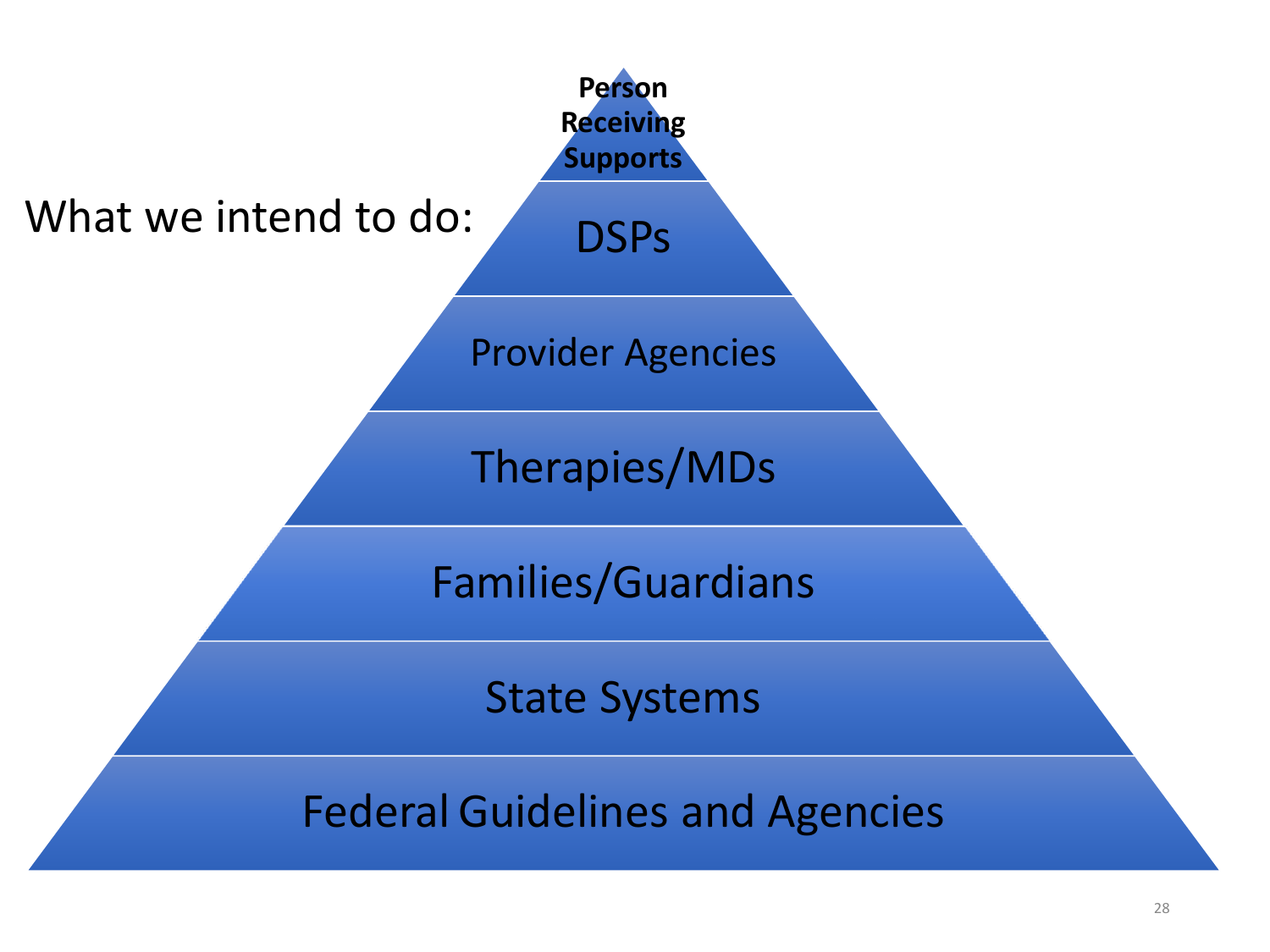What we intend to do:

- Person Receiving Supports
- DSPs
- Provider Agencies
- Therapies/MDs
- Families/Guardians
- State Systems
- Federal Guidelines and Agencies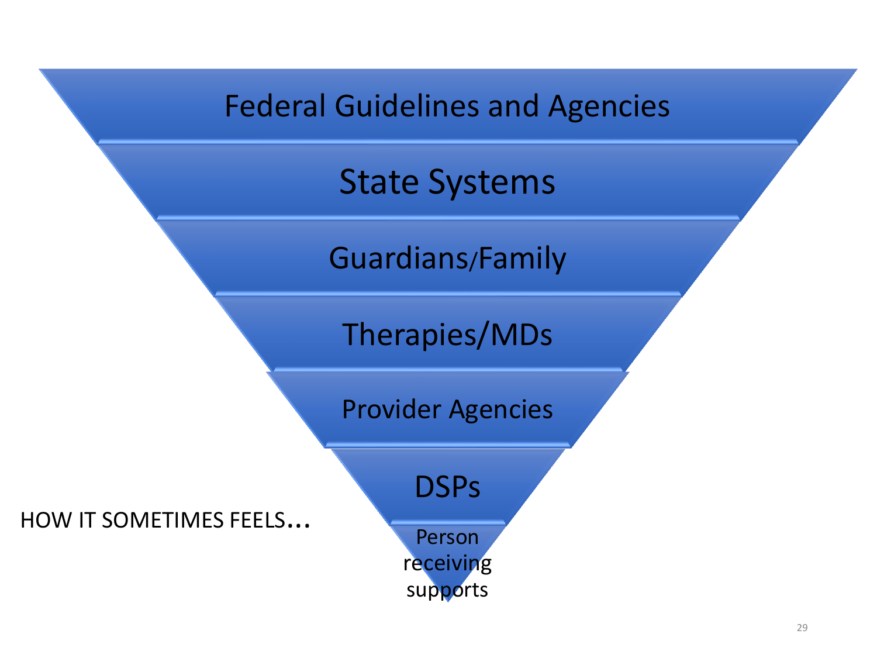Federal Guidelines and Agencies

State Systems

Guardians/Family

Therapies/MDs

Provider Agencies

DSPs

Person receiving supports

HOW IT SOMETIMES FEELS…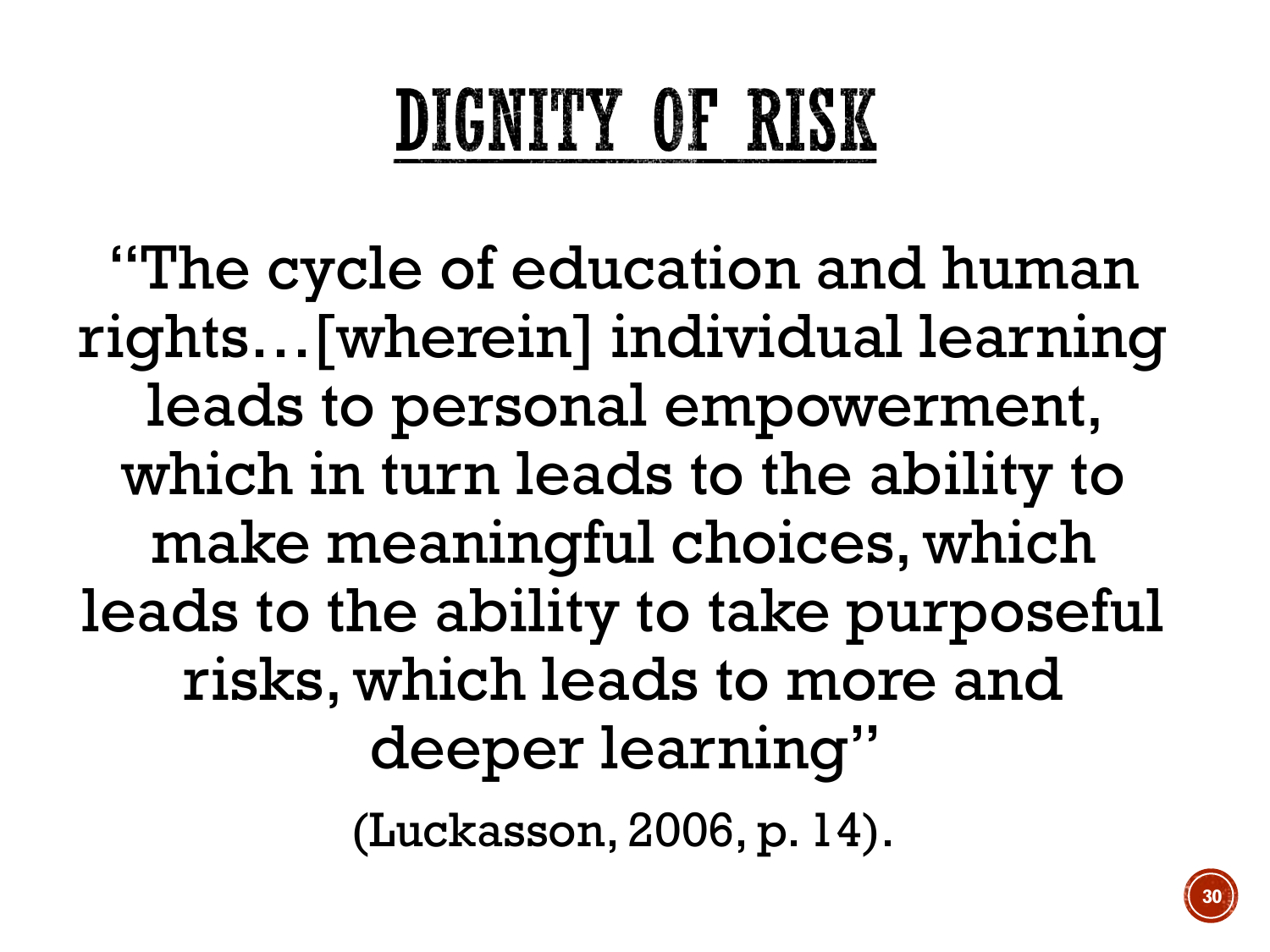# DIGNITY OF RISK

"The cycle of education and human rights…[wherein] individual learning leads to personal empowerment, which in turn leads to the ability to make meaningful choices, which leads to the ability to take purposeful risks, which leads to more and deeper learning"

(Luckasson, 2006, p. 14).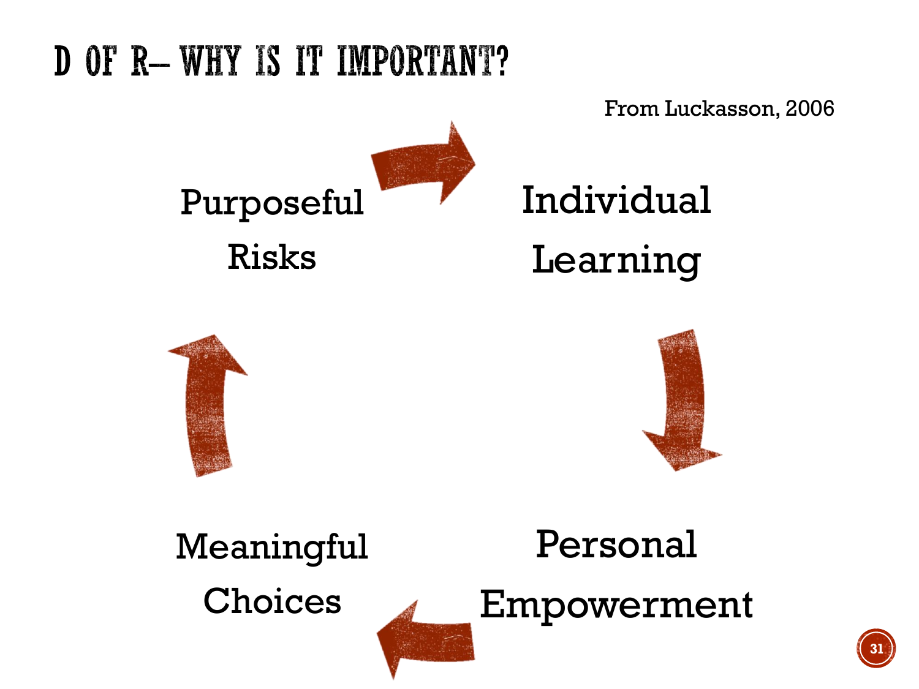# D OF R– WHY IS IT IMPORTANT?

From Luckasson, 2006

Purposeful Risks

Individual Learning

Personal Empowerment

Meaningful Choices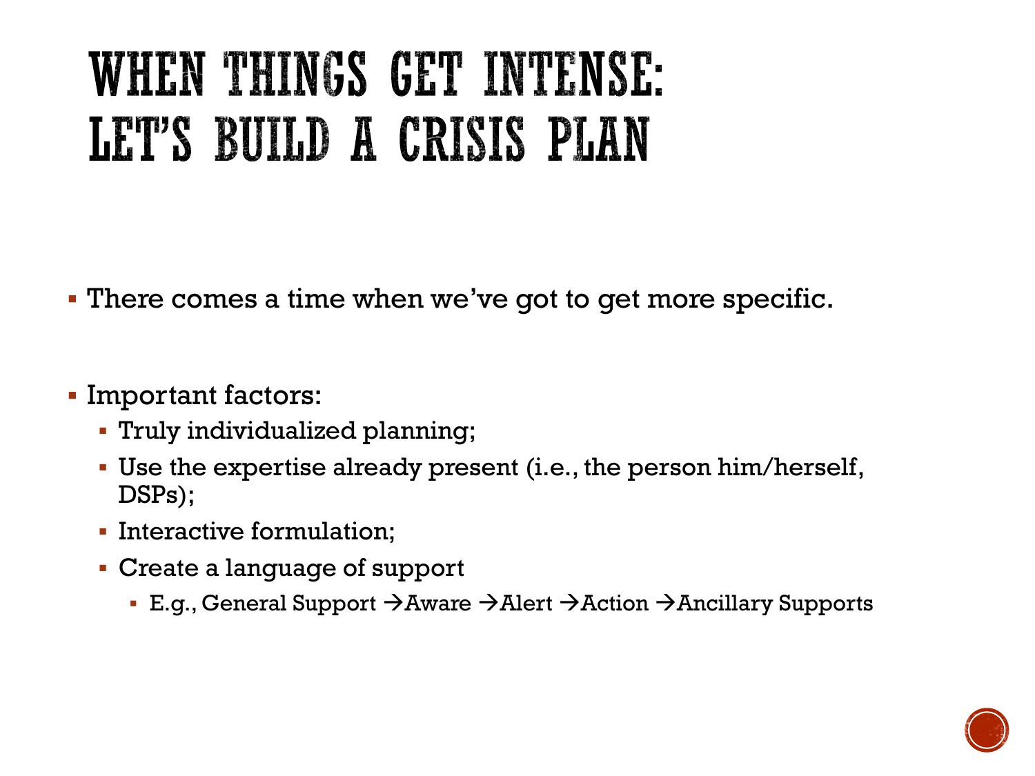# WHEN THINGS GET INTENSE: LET'S BUILD A CRISIS PLAN

- There comes a time when we've got to get more specific.

- Important factors:
  - Truly individualized planning;
  - Use the expertise already present (i.e., the person him/herself, DSPs);
  - Interactive formulation;
  - Create a language of support
    - E.g., General Support →Aware →Alert →Action →Ancillary Supports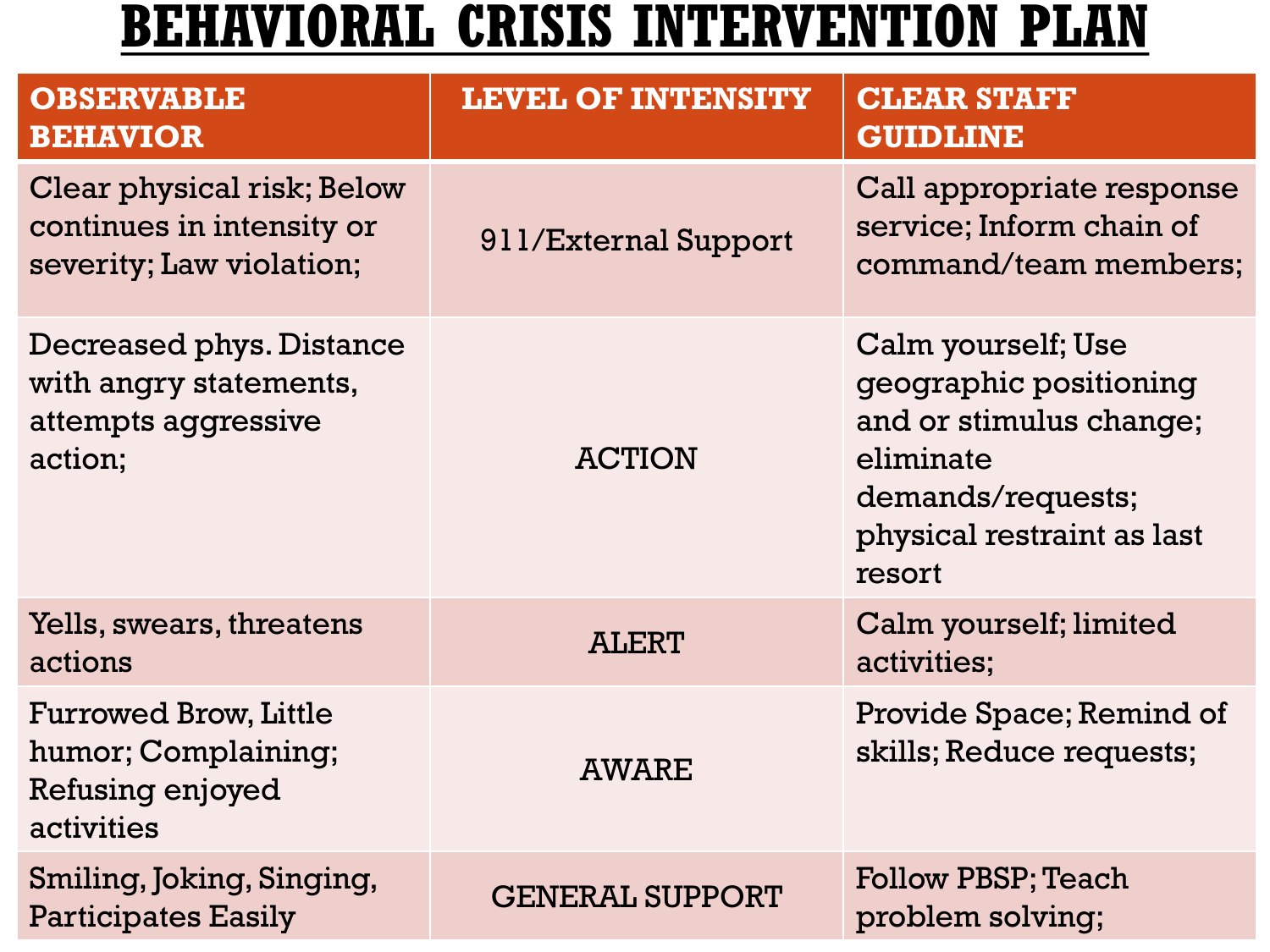# BEHAVIORAL CRISIS INTERVENTION PLAN

| OBSERVABLE BEHAVIOR | LEVEL OF INTENSITY | CLEAR STAFF GUIDLINE |
|---|---|---|
| Clear physical risk; Below continues in intensity or severity; Law violation; | 911/External Support | Call appropriate response service; Inform chain of command/team members; |
| Decreased phys. Distance with angry statements, attempts aggressive action; | ACTION | Calm yourself; Use geographic positioning and or stimulus change; eliminate demands/requests; physical restraint as last resort |
| Yells, swears, threatens actions | ALERT | Calm yourself; limited activities; |
| Furrowed Brow, Little humor; Complaining; Refusing enjoyed activities | AWARE | Provide Space; Remind of skills; Reduce requests; |
| Smiling, Joking, Singing, Participates Easily | GENERAL SUPPORT | Follow PBSP; Teach problem solving; |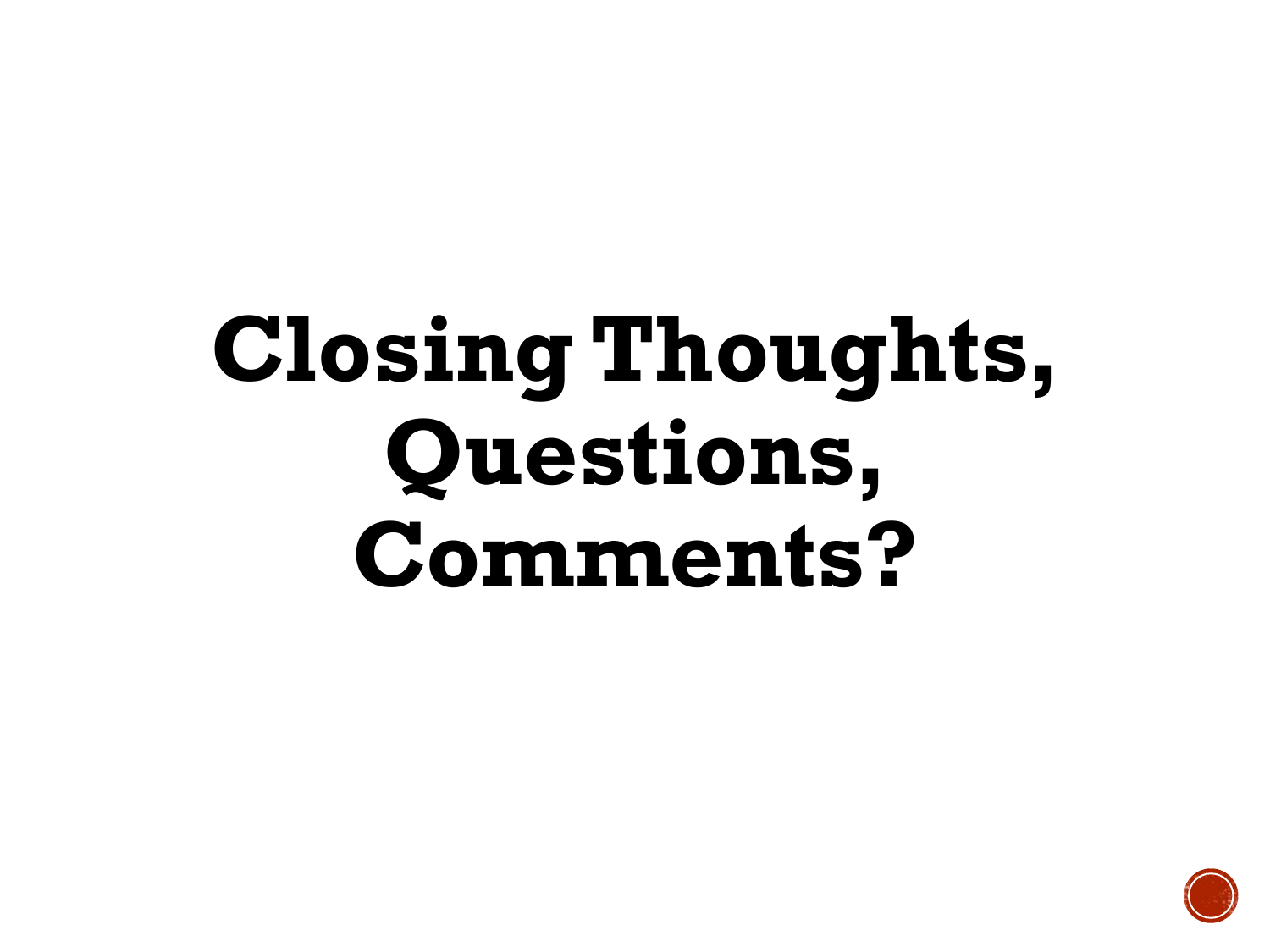# Closing Thoughts, Questions, Comments?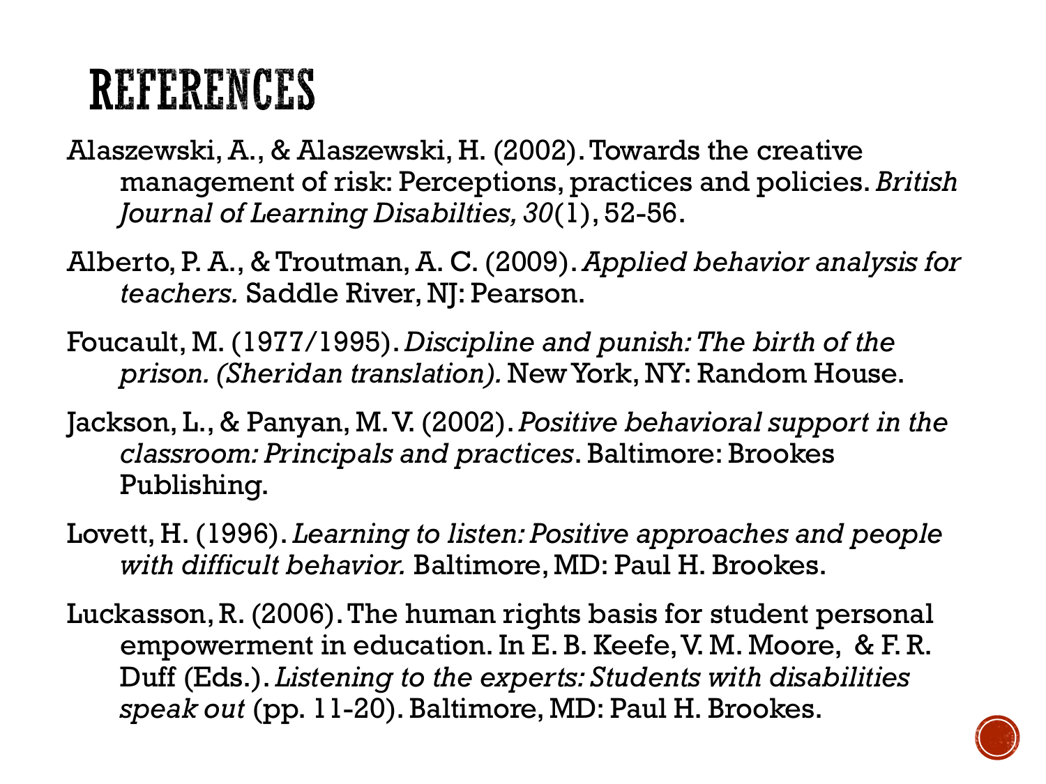# REFERENCES

Alaszewski, A., & Alaszewski, H. (2002). Towards the creative management of risk: Perceptions, practices and policies. *British Journal of Learning Disabilties, 30*(1), 52-56.

Alberto, P. A., & Troutman, A. C. (2009). *Applied behavior analysis for teachers.* Saddle River, NJ: Pearson.

Foucault, M. (1977/1995). *Discipline and punish: The birth of the prison. (Sheridan translation).* New York, NY: Random House.

Jackson, L., & Panyan, M. V. (2002). *Positive behavioral support in the classroom: Principals and practices*. Baltimore: Brookes Publishing.

Lovett, H. (1996). *Learning to listen: Positive approaches and people with difficult behavior.* Baltimore, MD: Paul H. Brookes.

Luckasson, R. (2006). The human rights basis for student personal empowerment in education. In E. B. Keefe, V. M. Moore, & F. R. Duff (Eds.). *Listening to the experts: Students with disabilities speak out* (pp. 11-20). Baltimore, MD: Paul H. Brookes.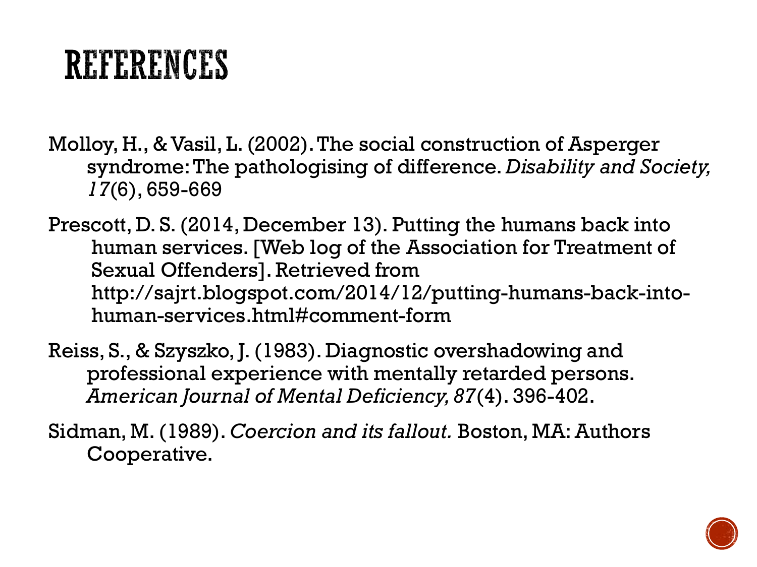# REFERENCES

Molloy, H., & Vasil, L. (2002). The social construction of Asperger syndrome: The pathologising of difference. *Disability and Society, 17*(6), 659-669

Prescott, D. S. (2014, December 13). Putting the humans back into human services. [Web log of the Association for Treatment of Sexual Offenders]. Retrieved from http://sajrt.blogspot.com/2014/12/putting-humans-back-into-human-services.html#comment-form

Reiss, S., & Szyszko, J. (1983). Diagnostic overshadowing and professional experience with mentally retarded persons. *American Journal of Mental Deficiency, 87*(4). 396-402.

Sidman, M. (1989). *Coercion and its fallout.* Boston, MA: Authors Cooperative.